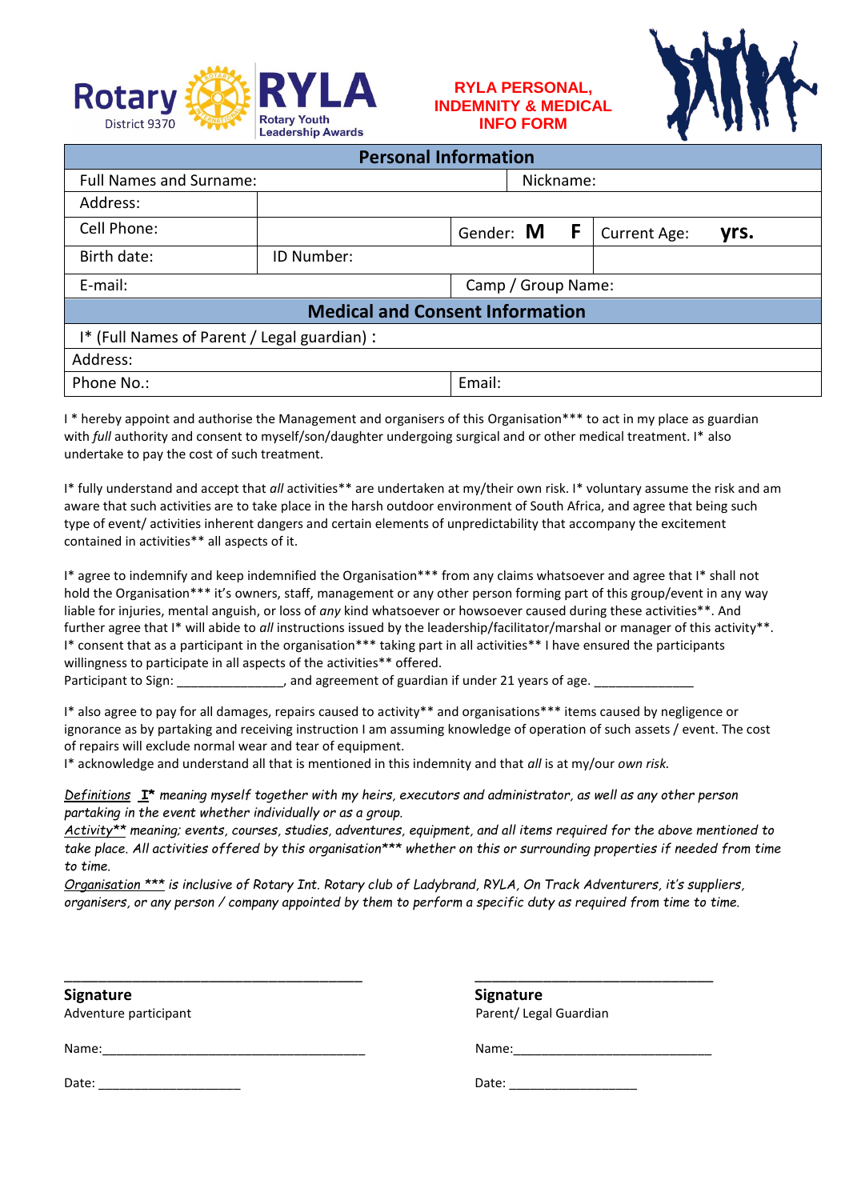Rotary District 9370

RYLA Rotary Youth Leadership Awards

**RYLA PERSONAL, INDEMNITY & MEDICAL INFO FORM**

| Personal Information | | | |
|---|---|---|---|
| Full Names and Surname: | | Nickname: | |
| Address: | | | |
| Cell Phone: | | Gender: **M F** | Current Age: **yrs.** |
| Birth date: | ID Number: | | |
| E-mail: | | Camp / Group Name: | |
| **Medical and Consent Information** | | | |
| I* (Full Names of Parent / Legal guardian) : | | | |
| Address: | | | |
| Phone No.: | | Email: | |

I * hereby appoint and authorise the Management and organisers of this Organisation*** to act in my place as guardian with *full* authority and consent to myself/son/daughter undergoing surgical and or other medical treatment. I* also undertake to pay the cost of such treatment.

I* fully understand and accept that *all* activities** are undertaken at my/their own risk. I* voluntary assume the risk and am aware that such activities are to take place in the harsh outdoor environment of South Africa, and agree that being such type of event/ activities inherent dangers and certain elements of unpredictability that accompany the excitement contained in activities** all aspects of it.

I* agree to indemnify and keep indemnified the Organisation*** from any claims whatsoever and agree that I* shall not hold the Organisation*** it's owners, staff, management or any other person forming part of this group/event in any way liable for injuries, mental anguish, or loss of *any* kind whatsoever or howsoever caused during these activities**. And further agree that I* will abide to *all* instructions issued by the leadership/facilitator/marshal or manager of this activity**. I* consent that as a participant in the organisation*** taking part in all activities** I have ensured the participants willingness to participate in all aspects of the activities** offered.
Participant to Sign: _______________, and agreement of guardian if under 21 years of age. ______________

I* also agree to pay for all damages, repairs caused to activity** and organisations*** items caused by negligence or ignorance as by partaking and receiving instruction I am assuming knowledge of operation of such assets / event. The cost of repairs will exclude normal wear and tear of equipment.
I* acknowledge and understand all that is mentioned in this indemnity and that *all* is at my/our *own risk.*

*Definitions* **I*** *meaning myself together with my heirs, executors and administrator, as well as any other person partaking in the event whether individually or as a group.*
*Activity** meaning; events, courses, studies, adventures, equipment, and all items required for the above mentioned to take place. All activities offered by this organisation*** whether on this or surrounding properties if needed from time to time.*
*Organisation *** is inclusive of Rotary Int. Rotary club of Ladybrand, RYLA, On Track Adventurers, it's suppliers, organisers, or any person / company appointed by them to perform a specific duty as required from time to time.*

_______________________________________

**Signature**
Adventure participant

Name:_____________________________________

Date: ____________________

_______________________________________

**Signature**
Parent/ Legal Guardian

Name:____________________________

Date: __________________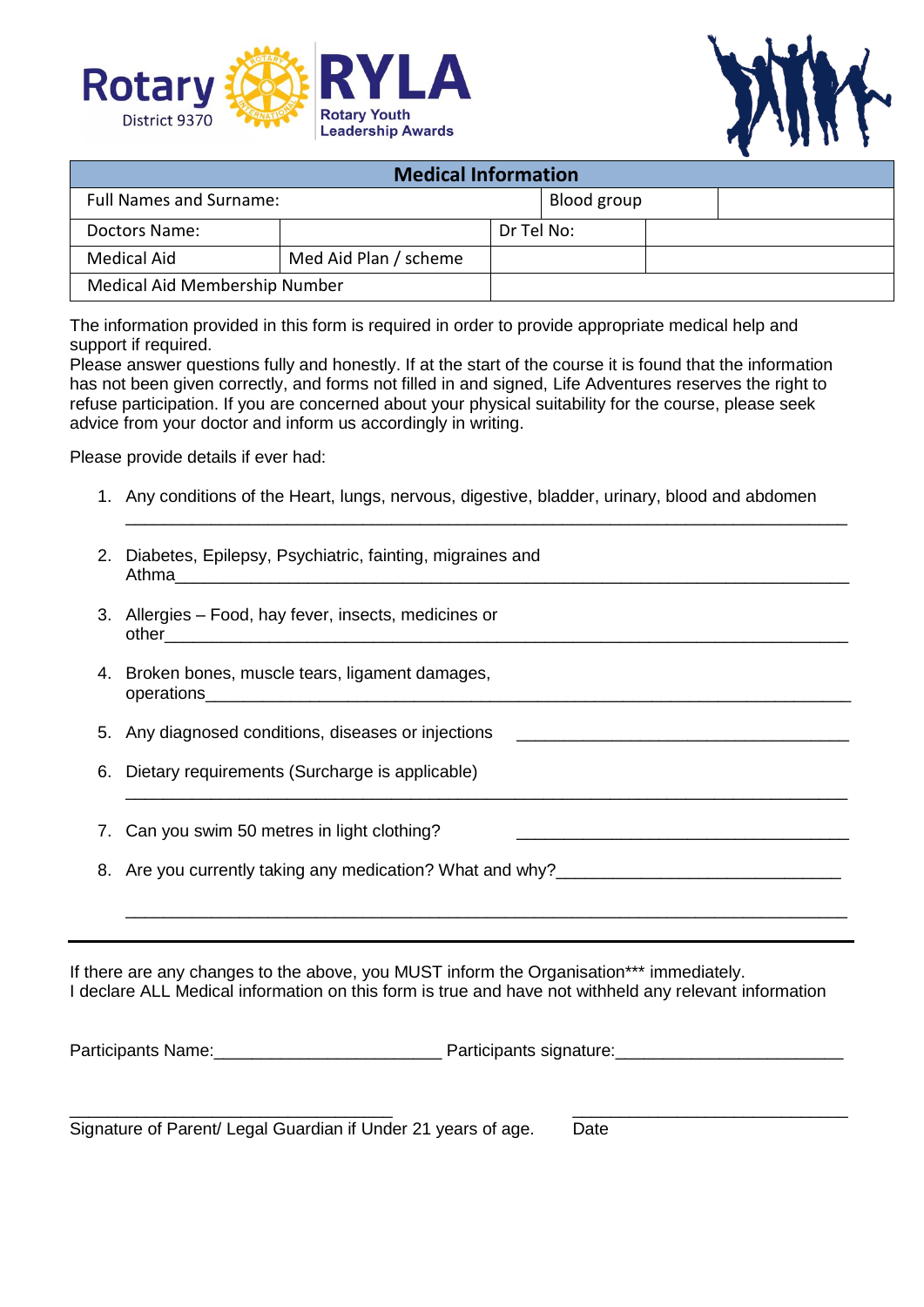Rotary District 9370

RYLA Rotary Youth Leadership Awards

| Medical Information | | | | |
|---|---|---|---|---|
| Full Names and Surname: | | | Blood group | |
| Doctors Name: | | Dr Tel No: | | |
| Medical Aid | Med Aid Plan / scheme | | | |
| Medical Aid Membership Number | | | | |

The information provided in this form is required in order to provide appropriate medical help and support if required.
Please answer questions fully and honestly. If at the start of the course it is found that the information has not been given correctly, and forms not filled in and signed, Life Adventures reserves the right to refuse participation. If you are concerned about your physical suitability for the course, please seek advice from your doctor and inform us accordingly in writing.

Please provide details if ever had:

1. Any conditions of the Heart, lungs, nervous, digestive, bladder, urinary, blood and abdomen
   ___________________________________________________________________________
2. Diabetes, Epilepsy, Psychiatric, fainting, migraines and Athma___________________________________________________________________________
3. Allergies – Food, hay fever, insects, medicines or other___________________________________________________________________________
4. Broken bones, muscle tears, ligament damages, operations___________________________________________________________________________
5. Any diagnosed conditions, diseases or injections ___________________________________
6. Dietary requirements (Surcharge is applicable)
   ___________________________________________________________________________
7. Can you swim 50 metres in light clothing? ___________________________________
8. Are you currently taking any medication? What and why?______________________________
   ___________________________________________________________________________

---

If there are any changes to the above, you MUST inform the Organisation*** immediately.
I declare ALL Medical information on this form is true and have not withheld any relevant information

Participants Name:________________________ Participants signature:________________________

__________________________________ ______________________________
Signature of Parent/ Legal Guardian if Under 21 years of age. Date